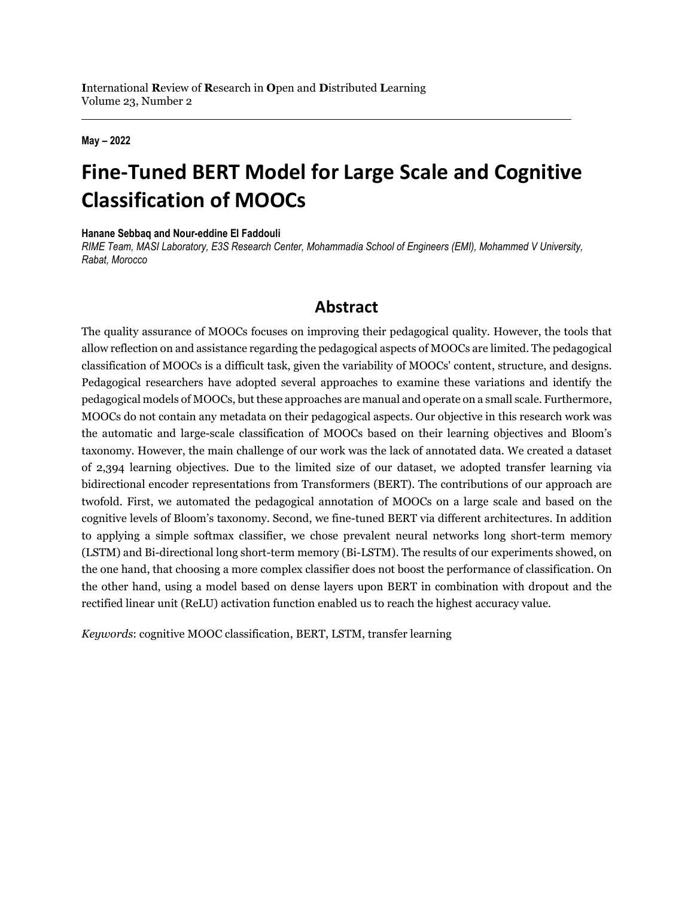**I**nternational **R**eview of **R**esearch in **O**pen and **D**istributed **L**earning
Volume 23, Number 2

**May – 2022**

# Fine-Tuned BERT Model for Large Scale and Cognitive Classification of MOOCs

**Hanane Sebbaq and Nour-eddine El Faddouli**
*RIME Team, MASI Laboratory, E3S Research Center, Mohammadia School of Engineers (EMI), Mohammed V University, Rabat, Morocco*

## Abstract

The quality assurance of MOOCs focuses on improving their pedagogical quality. However, the tools that allow reflection on and assistance regarding the pedagogical aspects of MOOCs are limited. The pedagogical classification of MOOCs is a difficult task, given the variability of MOOCs' content, structure, and designs. Pedagogical researchers have adopted several approaches to examine these variations and identify the pedagogical models of MOOCs, but these approaches are manual and operate on a small scale. Furthermore, MOOCs do not contain any metadata on their pedagogical aspects. Our objective in this research work was the automatic and large-scale classification of MOOCs based on their learning objectives and Bloom's taxonomy. However, the main challenge of our work was the lack of annotated data. We created a dataset of 2,394 learning objectives. Due to the limited size of our dataset, we adopted transfer learning via bidirectional encoder representations from Transformers (BERT). The contributions of our approach are twofold. First, we automated the pedagogical annotation of MOOCs on a large scale and based on the cognitive levels of Bloom's taxonomy. Second, we fine-tuned BERT via different architectures. In addition to applying a simple softmax classifier, we chose prevalent neural networks long short-term memory (LSTM) and Bi-directional long short-term memory (Bi-LSTM). The results of our experiments showed, on the one hand, that choosing a more complex classifier does not boost the performance of classification. On the other hand, using a model based on dense layers upon BERT in combination with dropout and the rectified linear unit (ReLU) activation function enabled us to reach the highest accuracy value.

*Keywords*: cognitive MOOC classification, BERT, LSTM, transfer learning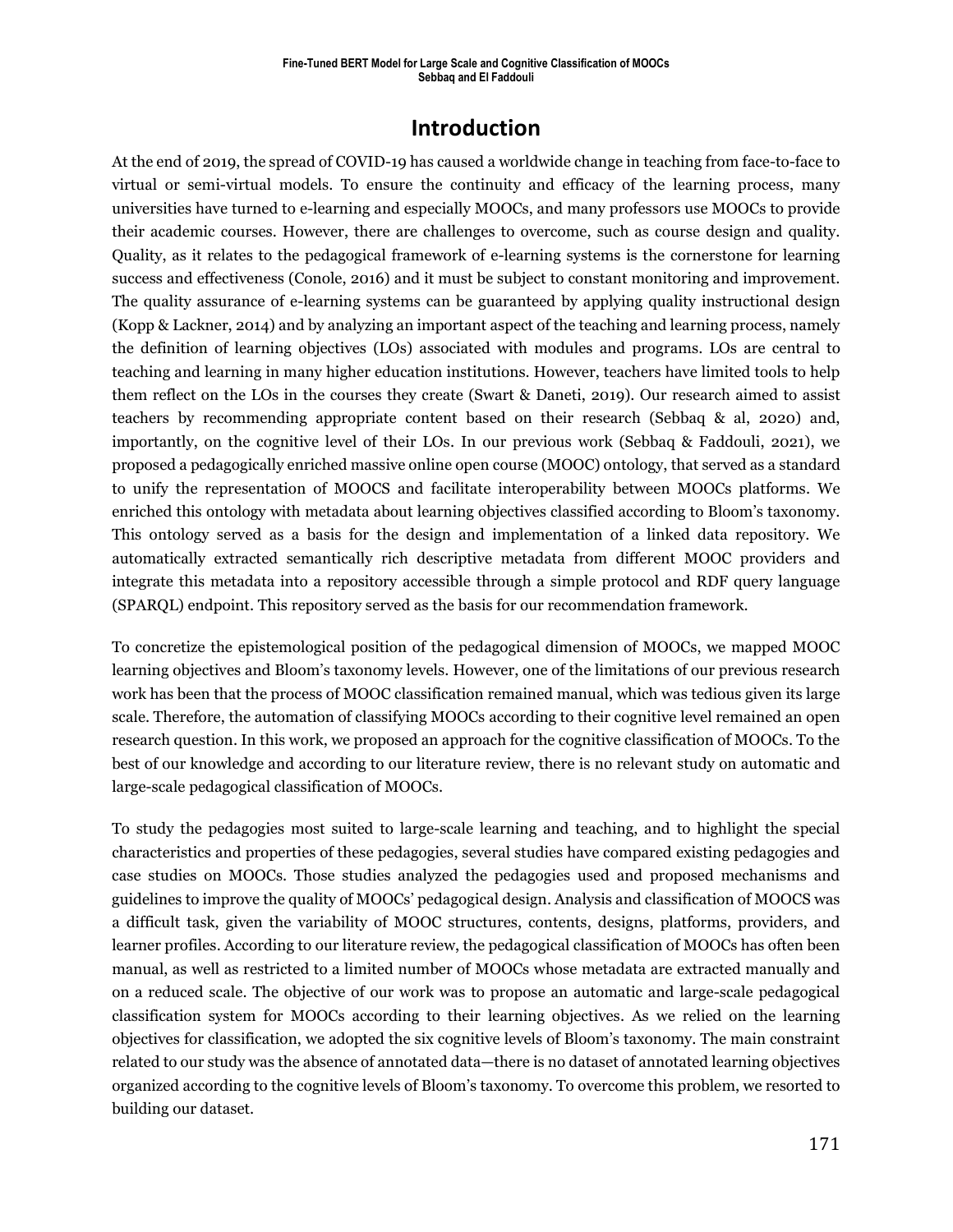# Introduction

At the end of 2019, the spread of COVID-19 has caused a worldwide change in teaching from face-to-face to virtual or semi-virtual models. To ensure the continuity and efficacy of the learning process, many universities have turned to e-learning and especially MOOCs, and many professors use MOOCs to provide their academic courses. However, there are challenges to overcome, such as course design and quality. Quality, as it relates to the pedagogical framework of e-learning systems is the cornerstone for learning success and effectiveness (Conole, 2016) and it must be subject to constant monitoring and improvement. The quality assurance of e-learning systems can be guaranteed by applying quality instructional design (Kopp & Lackner, 2014) and by analyzing an important aspect of the teaching and learning process, namely the definition of learning objectives (LOs) associated with modules and programs. LOs are central to teaching and learning in many higher education institutions. However, teachers have limited tools to help them reflect on the LOs in the courses they create (Swart & Daneti, 2019). Our research aimed to assist teachers by recommending appropriate content based on their research (Sebbaq & al, 2020) and, importantly, on the cognitive level of their LOs. In our previous work (Sebbaq & Faddouli, 2021), we proposed a pedagogically enriched massive online open course (MOOC) ontology, that served as a standard to unify the representation of MOOCS and facilitate interoperability between MOOCs platforms. We enriched this ontology with metadata about learning objectives classified according to Bloom's taxonomy. This ontology served as a basis for the design and implementation of a linked data repository. We automatically extracted semantically rich descriptive metadata from different MOOC providers and integrate this metadata into a repository accessible through a simple protocol and RDF query language (SPARQL) endpoint. This repository served as the basis for our recommendation framework.

To concretize the epistemological position of the pedagogical dimension of MOOCs, we mapped MOOC learning objectives and Bloom's taxonomy levels. However, one of the limitations of our previous research work has been that the process of MOOC classification remained manual, which was tedious given its large scale. Therefore, the automation of classifying MOOCs according to their cognitive level remained an open research question. In this work, we proposed an approach for the cognitive classification of MOOCs. To the best of our knowledge and according to our literature review, there is no relevant study on automatic and large-scale pedagogical classification of MOOCs.

To study the pedagogies most suited to large-scale learning and teaching, and to highlight the special characteristics and properties of these pedagogies, several studies have compared existing pedagogies and case studies on MOOCs. Those studies analyzed the pedagogies used and proposed mechanisms and guidelines to improve the quality of MOOCs' pedagogical design. Analysis and classification of MOOCS was a difficult task, given the variability of MOOC structures, contents, designs, platforms, providers, and learner profiles. According to our literature review, the pedagogical classification of MOOCs has often been manual, as well as restricted to a limited number of MOOCs whose metadata are extracted manually and on a reduced scale. The objective of our work was to propose an automatic and large-scale pedagogical classification system for MOOCs according to their learning objectives. As we relied on the learning objectives for classification, we adopted the six cognitive levels of Bloom's taxonomy. The main constraint related to our study was the absence of annotated data—there is no dataset of annotated learning objectives organized according to the cognitive levels of Bloom's taxonomy. To overcome this problem, we resorted to building our dataset.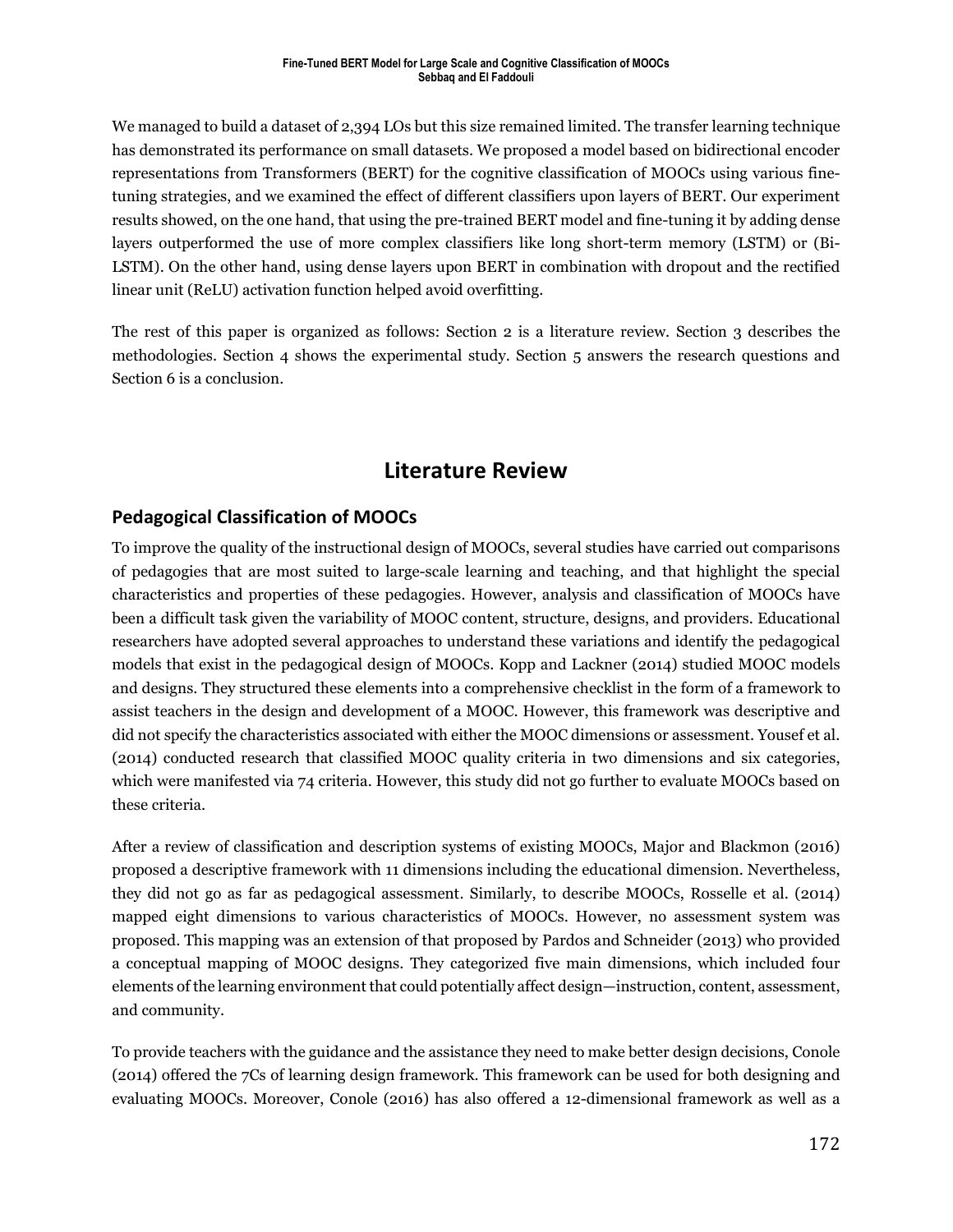We managed to build a dataset of 2,394 LOs but this size remained limited. The transfer learning technique has demonstrated its performance on small datasets. We proposed a model based on bidirectional encoder representations from Transformers (BERT) for the cognitive classification of MOOCs using various fine-tuning strategies, and we examined the effect of different classifiers upon layers of BERT. Our experiment results showed, on the one hand, that using the pre-trained BERT model and fine-tuning it by adding dense layers outperformed the use of more complex classifiers like long short-term memory (LSTM) or (Bi-LSTM). On the other hand, using dense layers upon BERT in combination with dropout and the rectified linear unit (ReLU) activation function helped avoid overfitting.

The rest of this paper is organized as follows: Section 2 is a literature review. Section 3 describes the methodologies. Section 4 shows the experimental study. Section 5 answers the research questions and Section 6 is a conclusion.

# Literature Review

## Pedagogical Classification of MOOCs

To improve the quality of the instructional design of MOOCs, several studies have carried out comparisons of pedagogies that are most suited to large-scale learning and teaching, and that highlight the special characteristics and properties of these pedagogies. However, analysis and classification of MOOCs have been a difficult task given the variability of MOOC content, structure, designs, and providers. Educational researchers have adopted several approaches to understand these variations and identify the pedagogical models that exist in the pedagogical design of MOOCs. Kopp and Lackner (2014) studied MOOC models and designs. They structured these elements into a comprehensive checklist in the form of a framework to assist teachers in the design and development of a MOOC. However, this framework was descriptive and did not specify the characteristics associated with either the MOOC dimensions or assessment. Yousef et al. (2014) conducted research that classified MOOC quality criteria in two dimensions and six categories, which were manifested via 74 criteria. However, this study did not go further to evaluate MOOCs based on these criteria.

After a review of classification and description systems of existing MOOCs, Major and Blackmon (2016) proposed a descriptive framework with 11 dimensions including the educational dimension. Nevertheless, they did not go as far as pedagogical assessment. Similarly, to describe MOOCs, Rosselle et al. (2014) mapped eight dimensions to various characteristics of MOOCs. However, no assessment system was proposed. This mapping was an extension of that proposed by Pardos and Schneider (2013) who provided a conceptual mapping of MOOC designs. They categorized five main dimensions, which included four elements of the learning environment that could potentially affect design—instruction, content, assessment, and community.

To provide teachers with the guidance and the assistance they need to make better design decisions, Conole (2014) offered the 7Cs of learning design framework. This framework can be used for both designing and evaluating MOOCs. Moreover, Conole (2016) has also offered a 12-dimensional framework as well as a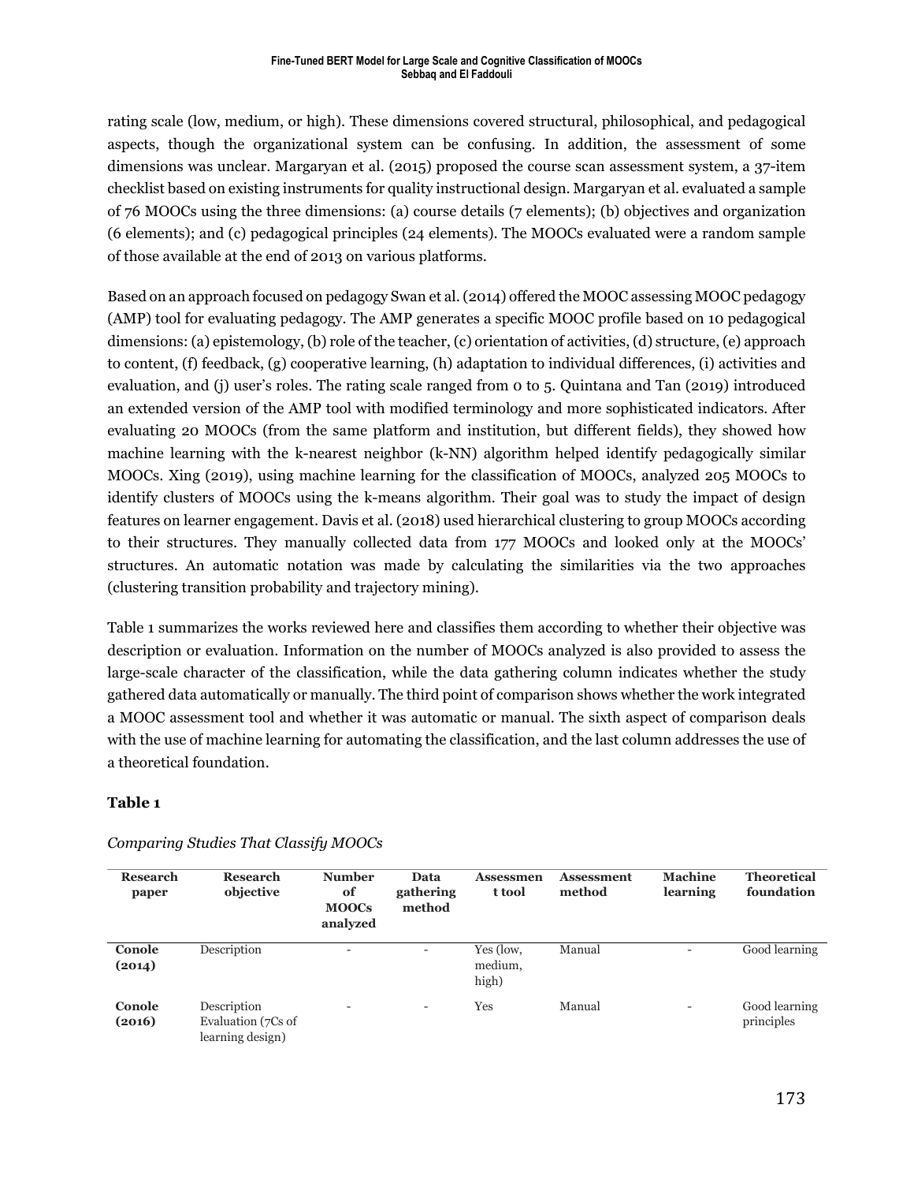rating scale (low, medium, or high). These dimensions covered structural, philosophical, and pedagogical aspects, though the organizational system can be confusing. In addition, the assessment of some dimensions was unclear. Margaryan et al. (2015) proposed the course scan assessment system, a 37-item checklist based on existing instruments for quality instructional design. Margaryan et al. evaluated a sample of 76 MOOCs using the three dimensions: (a) course details (7 elements); (b) objectives and organization (6 elements); and (c) pedagogical principles (24 elements). The MOOCs evaluated were a random sample of those available at the end of 2013 on various platforms.

Based on an approach focused on pedagogy Swan et al. (2014) offered the MOOC assessing MOOC pedagogy (AMP) tool for evaluating pedagogy. The AMP generates a specific MOOC profile based on 10 pedagogical dimensions: (a) epistemology, (b) role of the teacher, (c) orientation of activities, (d) structure, (e) approach to content, (f) feedback, (g) cooperative learning, (h) adaptation to individual differences, (i) activities and evaluation, and (j) user's roles. The rating scale ranged from 0 to 5. Quintana and Tan (2019) introduced an extended version of the AMP tool with modified terminology and more sophisticated indicators. After evaluating 20 MOOCs (from the same platform and institution, but different fields), they showed how machine learning with the k-nearest neighbor (k-NN) algorithm helped identify pedagogically similar MOOCs. Xing (2019), using machine learning for the classification of MOOCs, analyzed 205 MOOCs to identify clusters of MOOCs using the k-means algorithm. Their goal was to study the impact of design features on learner engagement. Davis et al. (2018) used hierarchical clustering to group MOOCs according to their structures. They manually collected data from 177 MOOCs and looked only at the MOOCs' structures. An automatic notation was made by calculating the similarities via the two approaches (clustering transition probability and trajectory mining).

Table 1 summarizes the works reviewed here and classifies them according to whether their objective was description or evaluation. Information on the number of MOOCs analyzed is also provided to assess the large-scale character of the classification, while the data gathering column indicates whether the study gathered data automatically or manually. The third point of comparison shows whether the work integrated a MOOC assessment tool and whether it was automatic or manual. The sixth aspect of comparison deals with the use of machine learning for automating the classification, and the last column addresses the use of a theoretical foundation.

**Table 1**

*Comparing Studies That Classify MOOCs*

| Research paper | Research objective | Number of MOOCs analyzed | Data gathering method | Assessment tool | Assessment method | Machine learning | Theoretical foundation |
|---|---|---|---|---|---|---|---|
| **Conole (2014)** | Description | - | - | Yes (low, medium, high) | Manual | - | Good learning |
| **Conole (2016)** | Description Evaluation (7Cs of learning design) | - | - | Yes | Manual | - | Good learning principles |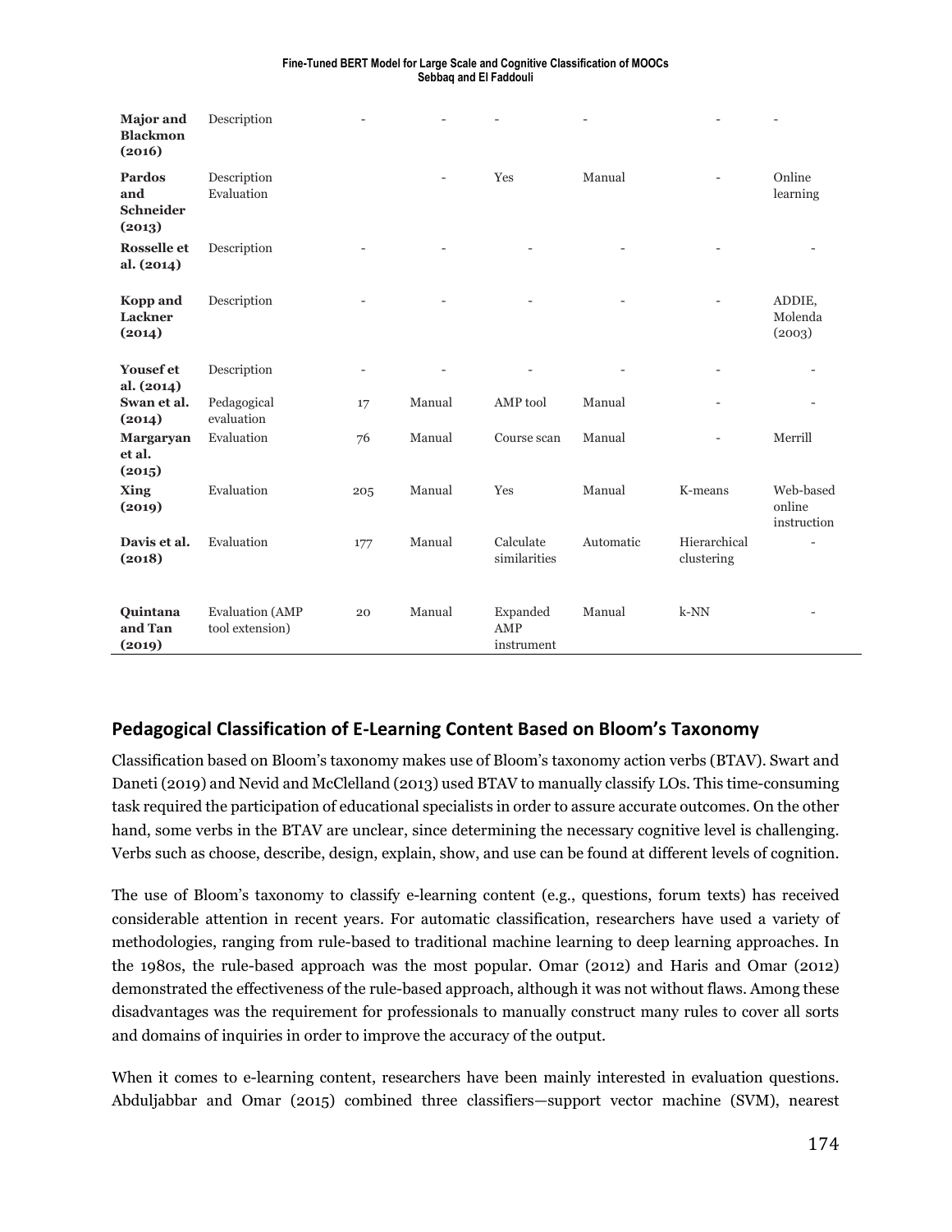| | | | | | | | |
|---|---|---|---|---|---|---|---|
| **Major and Blackmon (2016)** | Description | - | - | - | - | - | - |
| **Pardos and Schneider (2013)** | Description Evaluation | | - | Yes | Manual | - | Online learning |
| **Rosselle et al. (2014)** | Description | - | - | - | - | - | - |
| **Kopp and Lackner (2014)** | Description | - | - | - | - | - | ADDIE, Molenda (2003) |
| **Yousef et al. (2014)** | Description | - | - | - | - | - | - |
| **Swan et al. (2014)** | Pedagogical evaluation | 17 | Manual | AMP tool | Manual | - | - |
| **Margaryan et al. (2015)** | Evaluation | 76 | Manual | Course scan | Manual | - | Merrill |
| **Xing (2019)** | Evaluation | 205 | Manual | Yes | Manual | K-means | Web-based online instruction |
| **Davis et al. (2018)** | Evaluation | 177 | Manual | Calculate similarities | Automatic | Hierarchical clustering | - |
| **Quintana and Tan (2019)** | Evaluation (AMP tool extension) | 20 | Manual | Expanded AMP instrument | Manual | k-NN | - |

## Pedagogical Classification of E-Learning Content Based on Bloom's Taxonomy

Classification based on Bloom's taxonomy makes use of Bloom's taxonomy action verbs (BTAV). Swart and Daneti (2019) and Nevid and McClelland (2013) used BTAV to manually classify LOs. This time-consuming task required the participation of educational specialists in order to assure accurate outcomes. On the other hand, some verbs in the BTAV are unclear, since determining the necessary cognitive level is challenging. Verbs such as choose, describe, design, explain, show, and use can be found at different levels of cognition.

The use of Bloom's taxonomy to classify e-learning content (e.g., questions, forum texts) has received considerable attention in recent years. For automatic classification, researchers have used a variety of methodologies, ranging from rule-based to traditional machine learning to deep learning approaches. In the 1980s, the rule-based approach was the most popular. Omar (2012) and Haris and Omar (2012) demonstrated the effectiveness of the rule-based approach, although it was not without flaws. Among these disadvantages was the requirement for professionals to manually construct many rules to cover all sorts and domains of inquiries in order to improve the accuracy of the output.

When it comes to e-learning content, researchers have been mainly interested in evaluation questions. Abduljabbar and Omar (2015) combined three classifiers—support vector machine (SVM), nearest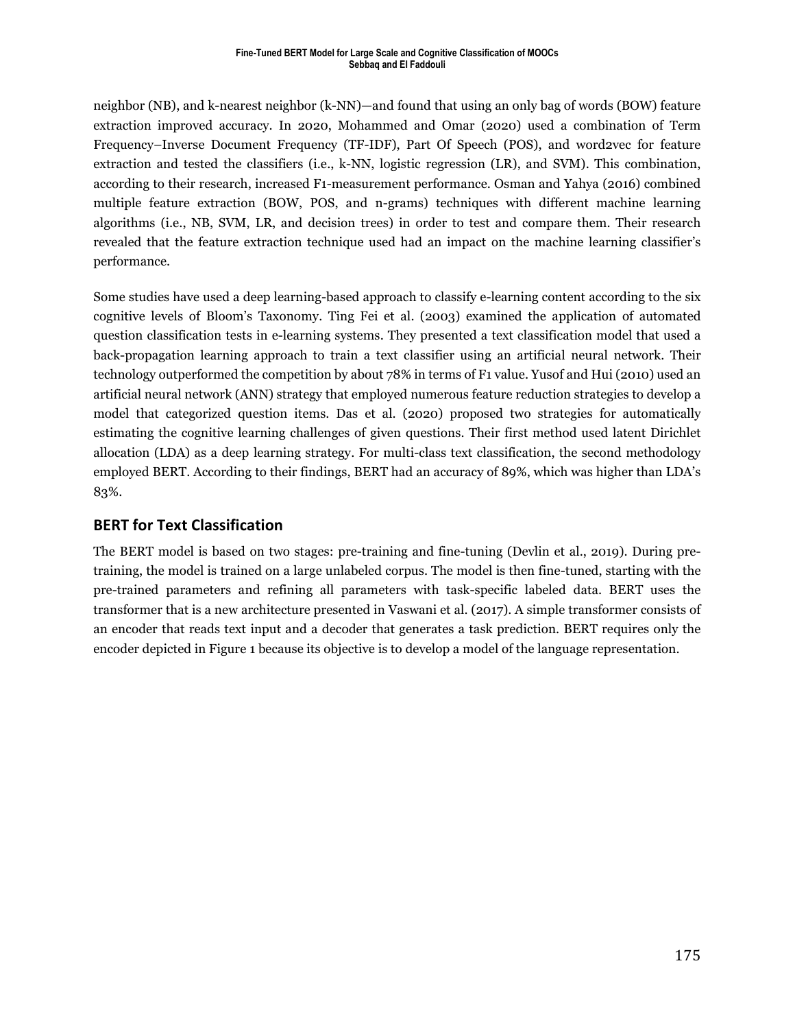neighbor (NB), and k-nearest neighbor (k-NN)—and found that using an only bag of words (BOW) feature extraction improved accuracy. In 2020, Mohammed and Omar (2020) used a combination of Term Frequency–Inverse Document Frequency (TF-IDF), Part Of Speech (POS), and word2vec for feature extraction and tested the classifiers (i.e., k-NN, logistic regression (LR), and SVM). This combination, according to their research, increased F1-measurement performance. Osman and Yahya (2016) combined multiple feature extraction (BOW, POS, and n-grams) techniques with different machine learning algorithms (i.e., NB, SVM, LR, and decision trees) in order to test and compare them. Their research revealed that the feature extraction technique used had an impact on the machine learning classifier's performance.

Some studies have used a deep learning-based approach to classify e-learning content according to the six cognitive levels of Bloom's Taxonomy. Ting Fei et al. (2003) examined the application of automated question classification tests in e-learning systems. They presented a text classification model that used a back-propagation learning approach to train a text classifier using an artificial neural network. Their technology outperformed the competition by about 78% in terms of F1 value. Yusof and Hui (2010) used an artificial neural network (ANN) strategy that employed numerous feature reduction strategies to develop a model that categorized question items. Das et al. (2020) proposed two strategies for automatically estimating the cognitive learning challenges of given questions. Their first method used latent Dirichlet allocation (LDA) as a deep learning strategy. For multi-class text classification, the second methodology employed BERT. According to their findings, BERT had an accuracy of 89%, which was higher than LDA's 83%.

## BERT for Text Classification

The BERT model is based on two stages: pre-training and fine-tuning (Devlin et al., 2019). During pre-training, the model is trained on a large unlabeled corpus. The model is then fine-tuned, starting with the pre-trained parameters and refining all parameters with task-specific labeled data. BERT uses the transformer that is a new architecture presented in Vaswani et al. (2017). A simple transformer consists of an encoder that reads text input and a decoder that generates a task prediction. BERT requires only the encoder depicted in Figure 1 because its objective is to develop a model of the language representation.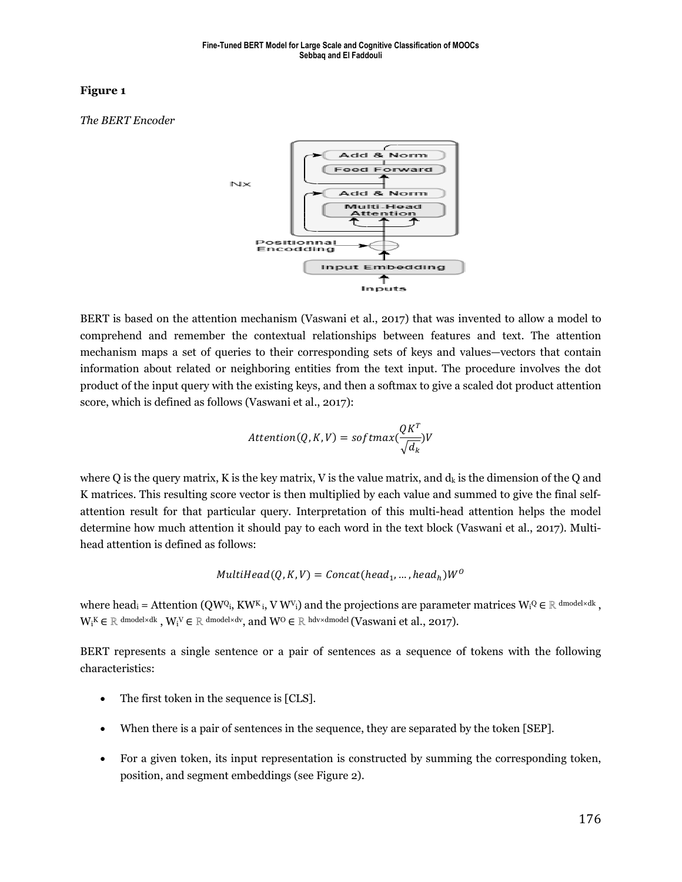**Figure 1**

*The BERT Encoder*

BERT is based on the attention mechanism (Vaswani et al., 2017) that was invented to allow a model to comprehend and remember the contextual relationships between features and text. The attention mechanism maps a set of queries to their corresponding sets of keys and values—vectors that contain information about related or neighboring entities from the text input. The procedure involves the dot product of the input query with the existing keys, and then a softmax to give a scaled dot product attention score, which is defined as follows (Vaswani et al., 2017):

$$Attention(Q, K, V) = softmax(\frac{QK^T}{\sqrt{d_k}})V$$

where Q is the query matrix, K is the key matrix, V is the value matrix, and $d_k$ is the dimension of the Q and K matrices. This resulting score vector is then multiplied by each value and summed to give the final self-attention result for that particular query. Interpretation of this multi-head attention helps the model determine how much attention it should pay to each word in the text block (Vaswani et al., 2017). Multi-head attention is defined as follows:

$$MultiHead(Q, K, V) = Concat(head_1, \ldots, head_h)W^O$$

where $head_i$ = Attention ($QW^Q_i$, $KW^K_i$, $V W^V_i$) and the projections are parameter matrices $W_i^Q \in \mathbb{R}^{dmodel \times dk}$, $W_i^K \in \mathbb{R}^{dmodel \times dk}$, $W_i^V \in \mathbb{R}^{dmodel \times dv}$, and $W^O \in \mathbb{R}^{hdv \times dmodel}$ (Vaswani et al., 2017).

BERT represents a single sentence or a pair of sentences as a sequence of tokens with the following characteristics:

- The first token in the sequence is [CLS].
- When there is a pair of sentences in the sequence, they are separated by the token [SEP].
- For a given token, its input representation is constructed by summing the corresponding token, position, and segment embeddings (see Figure 2).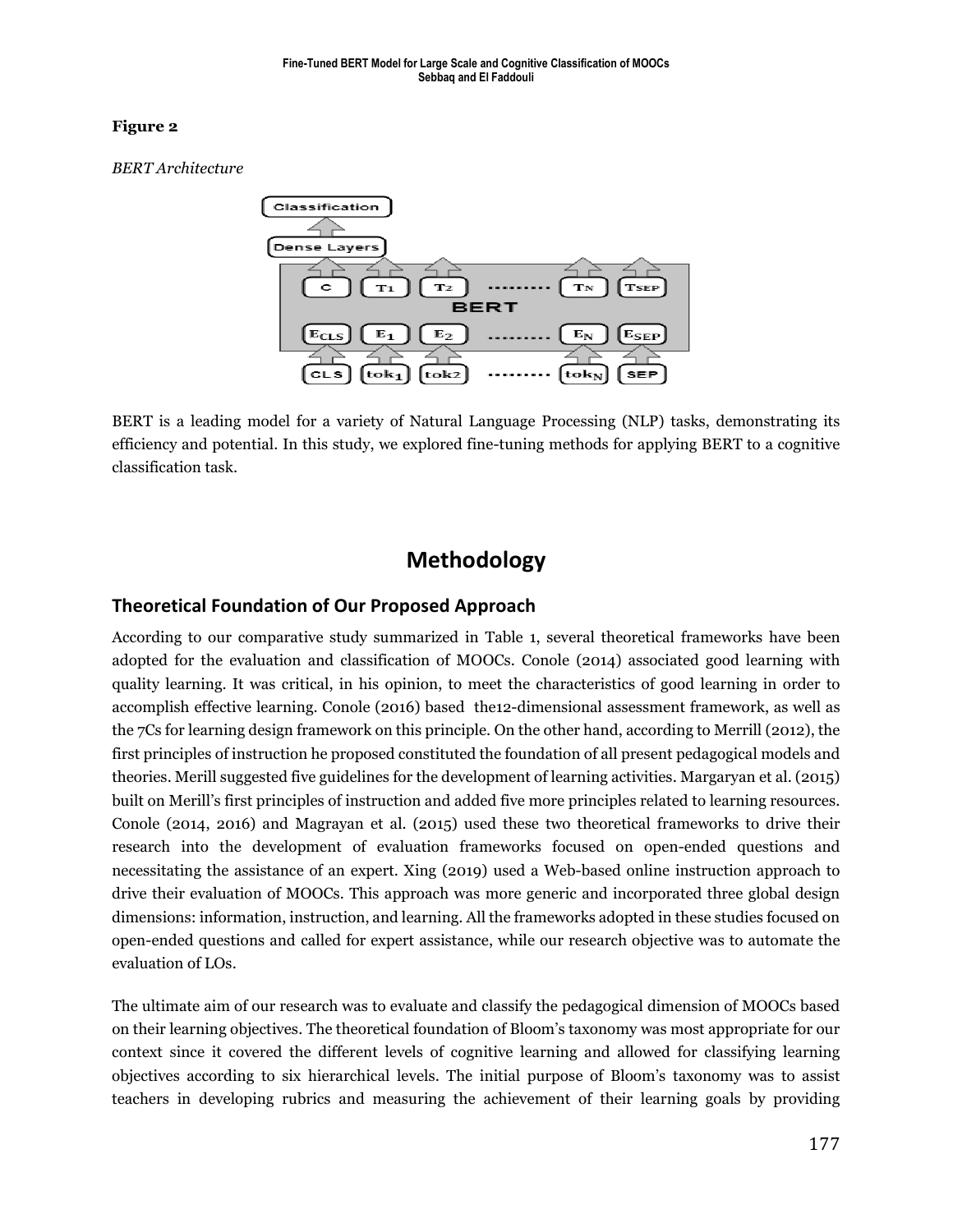**Figure 2**

*BERT Architecture*

BERT is a leading model for a variety of Natural Language Processing (NLP) tasks, demonstrating its efficiency and potential. In this study, we explored fine-tuning methods for applying BERT to a cognitive classification task.

# Methodology

## Theoretical Foundation of Our Proposed Approach

According to our comparative study summarized in Table 1, several theoretical frameworks have been adopted for the evaluation and classification of MOOCs. Conole (2014) associated good learning with quality learning. It was critical, in his opinion, to meet the characteristics of good learning in order to accomplish effective learning. Conole (2016) based the12-dimensional assessment framework, as well as the 7Cs for learning design framework on this principle. On the other hand, according to Merrill (2012), the first principles of instruction he proposed constituted the foundation of all present pedagogical models and theories. Merill suggested five guidelines for the development of learning activities. Margaryan et al. (2015) built on Merill's first principles of instruction and added five more principles related to learning resources. Conole (2014, 2016) and Magrayan et al. (2015) used these two theoretical frameworks to drive their research into the development of evaluation frameworks focused on open-ended questions and necessitating the assistance of an expert. Xing (2019) used a Web-based online instruction approach to drive their evaluation of MOOCs. This approach was more generic and incorporated three global design dimensions: information, instruction, and learning. All the frameworks adopted in these studies focused on open-ended questions and called for expert assistance, while our research objective was to automate the evaluation of LOs.

The ultimate aim of our research was to evaluate and classify the pedagogical dimension of MOOCs based on their learning objectives. The theoretical foundation of Bloom's taxonomy was most appropriate for our context since it covered the different levels of cognitive learning and allowed for classifying learning objectives according to six hierarchical levels. The initial purpose of Bloom's taxonomy was to assist teachers in developing rubrics and measuring the achievement of their learning goals by providing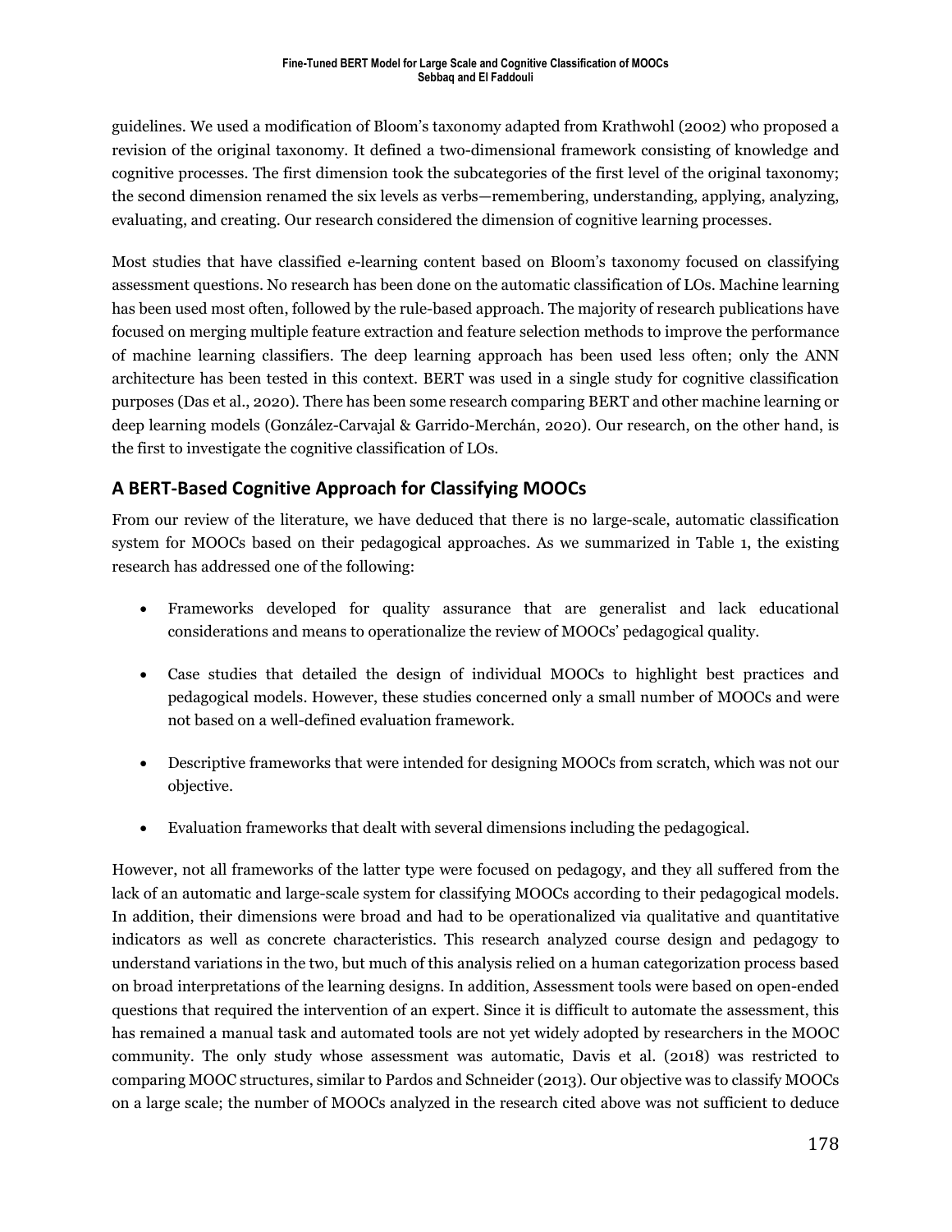guidelines. We used a modification of Bloom's taxonomy adapted from Krathwohl (2002) who proposed a revision of the original taxonomy. It defined a two-dimensional framework consisting of knowledge and cognitive processes. The first dimension took the subcategories of the first level of the original taxonomy; the second dimension renamed the six levels as verbs—remembering, understanding, applying, analyzing, evaluating, and creating. Our research considered the dimension of cognitive learning processes.

Most studies that have classified e-learning content based on Bloom's taxonomy focused on classifying assessment questions. No research has been done on the automatic classification of LOs. Machine learning has been used most often, followed by the rule-based approach. The majority of research publications have focused on merging multiple feature extraction and feature selection methods to improve the performance of machine learning classifiers. The deep learning approach has been used less often; only the ANN architecture has been tested in this context. BERT was used in a single study for cognitive classification purposes (Das et al., 2020). There has been some research comparing BERT and other machine learning or deep learning models (González-Carvajal & Garrido-Merchán, 2020). Our research, on the other hand, is the first to investigate the cognitive classification of LOs.

## A BERT-Based Cognitive Approach for Classifying MOOCs

From our review of the literature, we have deduced that there is no large-scale, automatic classification system for MOOCs based on their pedagogical approaches. As we summarized in Table 1, the existing research has addressed one of the following:

- Frameworks developed for quality assurance that are generalist and lack educational considerations and means to operationalize the review of MOOCs' pedagogical quality.
- Case studies that detailed the design of individual MOOCs to highlight best practices and pedagogical models. However, these studies concerned only a small number of MOOCs and were not based on a well-defined evaluation framework.
- Descriptive frameworks that were intended for designing MOOCs from scratch, which was not our objective.
- Evaluation frameworks that dealt with several dimensions including the pedagogical.

However, not all frameworks of the latter type were focused on pedagogy, and they all suffered from the lack of an automatic and large-scale system for classifying MOOCs according to their pedagogical models. In addition, their dimensions were broad and had to be operationalized via qualitative and quantitative indicators as well as concrete characteristics. This research analyzed course design and pedagogy to understand variations in the two, but much of this analysis relied on a human categorization process based on broad interpretations of the learning designs. In addition, Assessment tools were based on open-ended questions that required the intervention of an expert. Since it is difficult to automate the assessment, this has remained a manual task and automated tools are not yet widely adopted by researchers in the MOOC community. The only study whose assessment was automatic, Davis et al. (2018) was restricted to comparing MOOC structures, similar to Pardos and Schneider (2013). Our objective was to classify MOOCs on a large scale; the number of MOOCs analyzed in the research cited above was not sufficient to deduce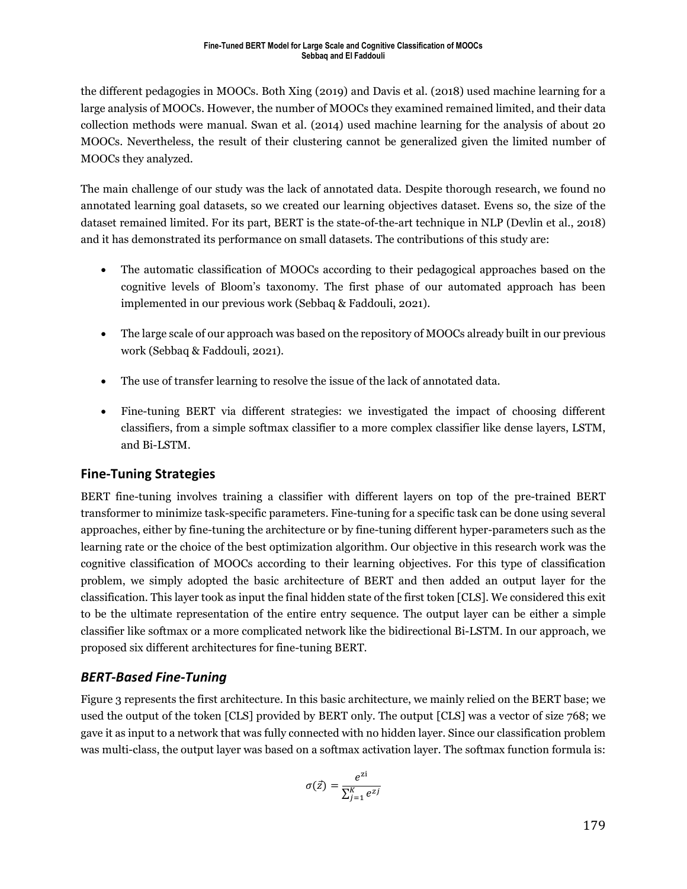the different pedagogies in MOOCs. Both Xing (2019) and Davis et al. (2018) used machine learning for a large analysis of MOOCs. However, the number of MOOCs they examined remained limited, and their data collection methods were manual. Swan et al. (2014) used machine learning for the analysis of about 20 MOOCs. Nevertheless, the result of their clustering cannot be generalized given the limited number of MOOCs they analyzed.

The main challenge of our study was the lack of annotated data. Despite thorough research, we found no annotated learning goal datasets, so we created our learning objectives dataset. Evens so, the size of the dataset remained limited. For its part, BERT is the state-of-the-art technique in NLP (Devlin et al., 2018) and it has demonstrated its performance on small datasets. The contributions of this study are:

- The automatic classification of MOOCs according to their pedagogical approaches based on the cognitive levels of Bloom's taxonomy. The first phase of our automated approach has been implemented in our previous work (Sebbaq & Faddouli, 2021).
- The large scale of our approach was based on the repository of MOOCs already built in our previous work (Sebbaq & Faddouli, 2021).
- The use of transfer learning to resolve the issue of the lack of annotated data.
- Fine-tuning BERT via different strategies: we investigated the impact of choosing different classifiers, from a simple softmax classifier to a more complex classifier like dense layers, LSTM, and Bi-LSTM.

## Fine-Tuning Strategies

BERT fine-tuning involves training a classifier with different layers on top of the pre-trained BERT transformer to minimize task-specific parameters. Fine-tuning for a specific task can be done using several approaches, either by fine-tuning the architecture or by fine-tuning different hyper-parameters such as the learning rate or the choice of the best optimization algorithm. Our objective in this research work was the cognitive classification of MOOCs according to their learning objectives. For this type of classification problem, we simply adopted the basic architecture of BERT and then added an output layer for the classification. This layer took as input the final hidden state of the first token [CLS]. We considered this exit to be the ultimate representation of the entire entry sequence. The output layer can be either a simple classifier like softmax or a more complicated network like the bidirectional Bi-LSTM. In our approach, we proposed six different architectures for fine-tuning BERT.

### *BERT-Based Fine-Tuning*

Figure 3 represents the first architecture. In this basic architecture, we mainly relied on the BERT base; we used the output of the token [CLS] provided by BERT only. The output [CLS] was a vector of size 768; we gave it as input to a network that was fully connected with no hidden layer. Since our classification problem was multi-class, the output layer was based on a softmax activation layer. The softmax function formula is:

$$\sigma(\vec{z}) = \frac{e^{z_i}}{\sum_{j=1}^{K} e^{z_j}}$$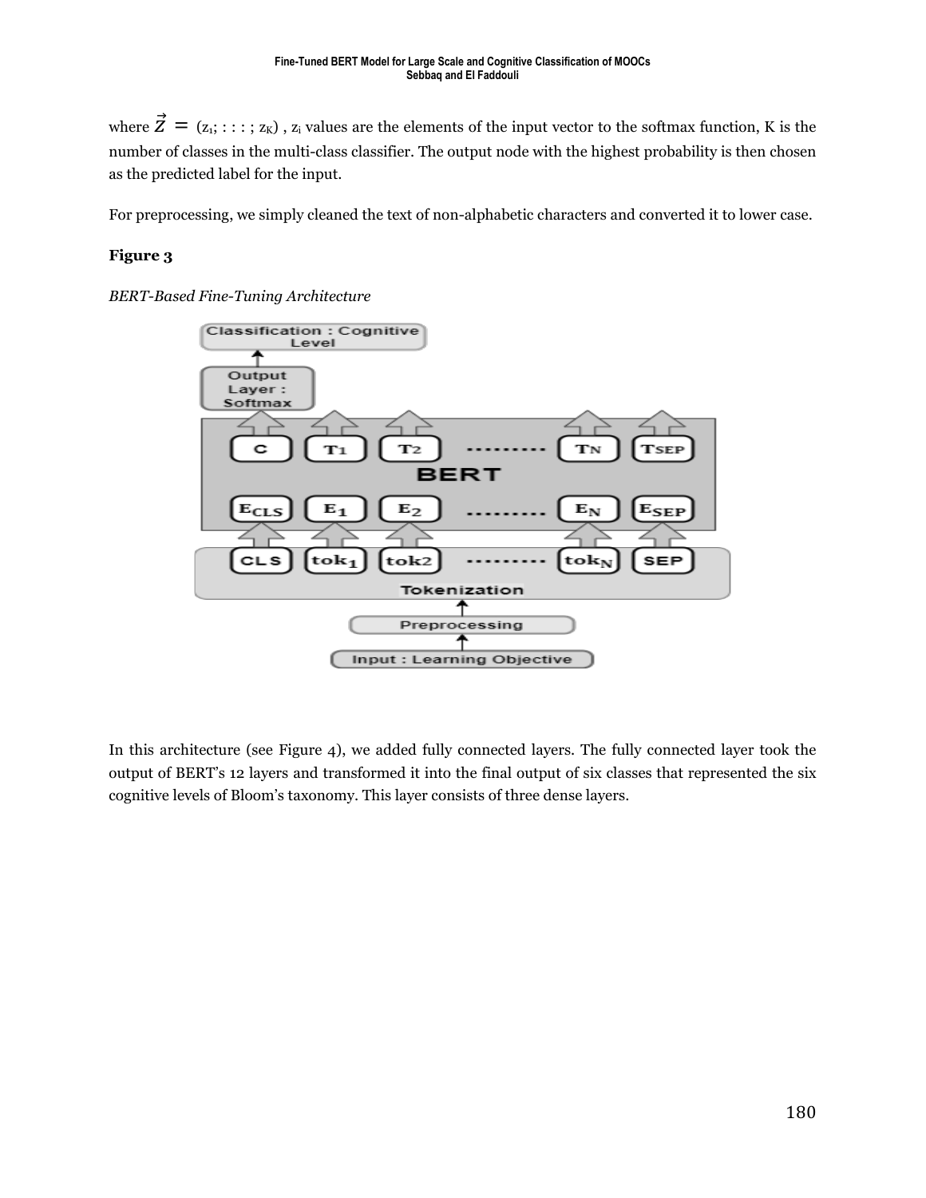where $\vec{Z} = (z_1; : : : ; z_K)$ , $z_i$ values are the elements of the input vector to the softmax function, K is the number of classes in the multi-class classifier. The output node with the highest probability is then chosen as the predicted label for the input.

For preprocessing, we simply cleaned the text of non-alphabetic characters and converted it to lower case.

**Figure 3**

*BERT-Based Fine-Tuning Architecture*

In this architecture (see Figure 4), we added fully connected layers. The fully connected layer took the output of BERT's 12 layers and transformed it into the final output of six classes that represented the six cognitive levels of Bloom's taxonomy. This layer consists of three dense layers.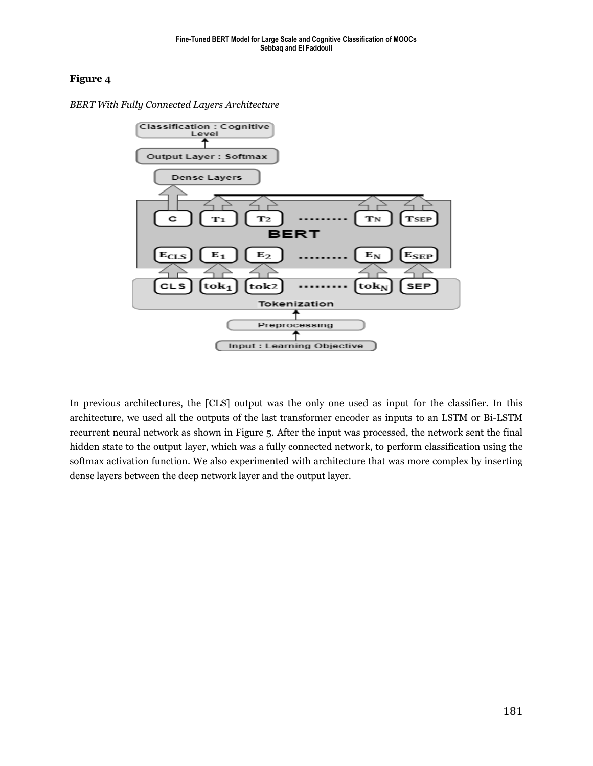**Figure 4**

*BERT With Fully Connected Layers Architecture*

In previous architectures, the [CLS] output was the only one used as input for the classifier. In this architecture, we used all the outputs of the last transformer encoder as inputs to an LSTM or Bi-LSTM recurrent neural network as shown in Figure 5. After the input was processed, the network sent the final hidden state to the output layer, which was a fully connected network, to perform classification using the softmax activation function. We also experimented with architecture that was more complex by inserting dense layers between the deep network layer and the output layer.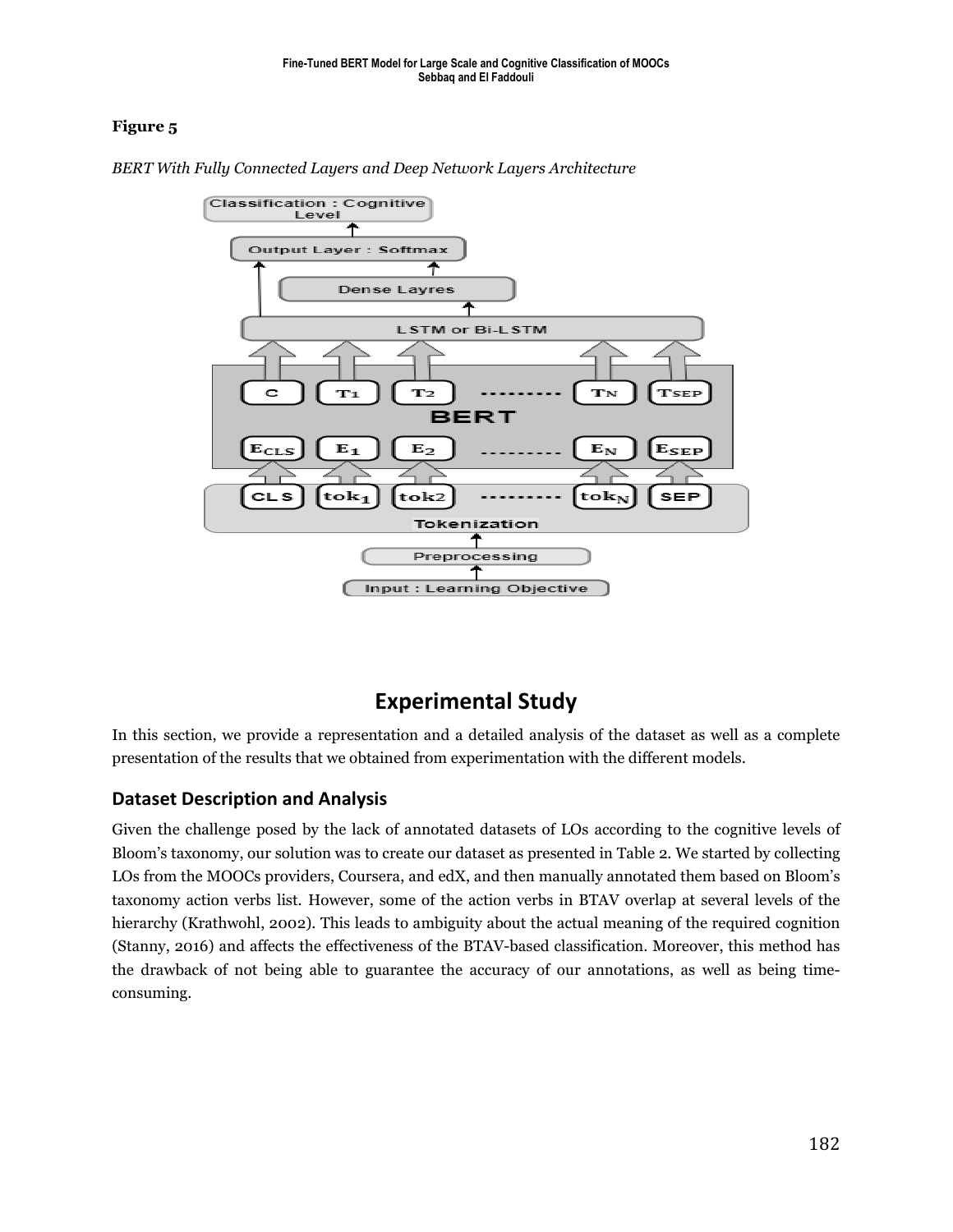**Figure 5**

*BERT With Fully Connected Layers and Deep Network Layers Architecture*

# Experimental Study

In this section, we provide a representation and a detailed analysis of the dataset as well as a complete presentation of the results that we obtained from experimentation with the different models.

## Dataset Description and Analysis

Given the challenge posed by the lack of annotated datasets of LOs according to the cognitive levels of Bloom's taxonomy, our solution was to create our dataset as presented in Table 2. We started by collecting LOs from the MOOCs providers, Coursera, and edX, and then manually annotated them based on Bloom's taxonomy action verbs list. However, some of the action verbs in BTAV overlap at several levels of the hierarchy (Krathwohl, 2002). This leads to ambiguity about the actual meaning of the required cognition (Stanny, 2016) and affects the effectiveness of the BTAV-based classification. Moreover, this method has the drawback of not being able to guarantee the accuracy of our annotations, as well as being time-consuming.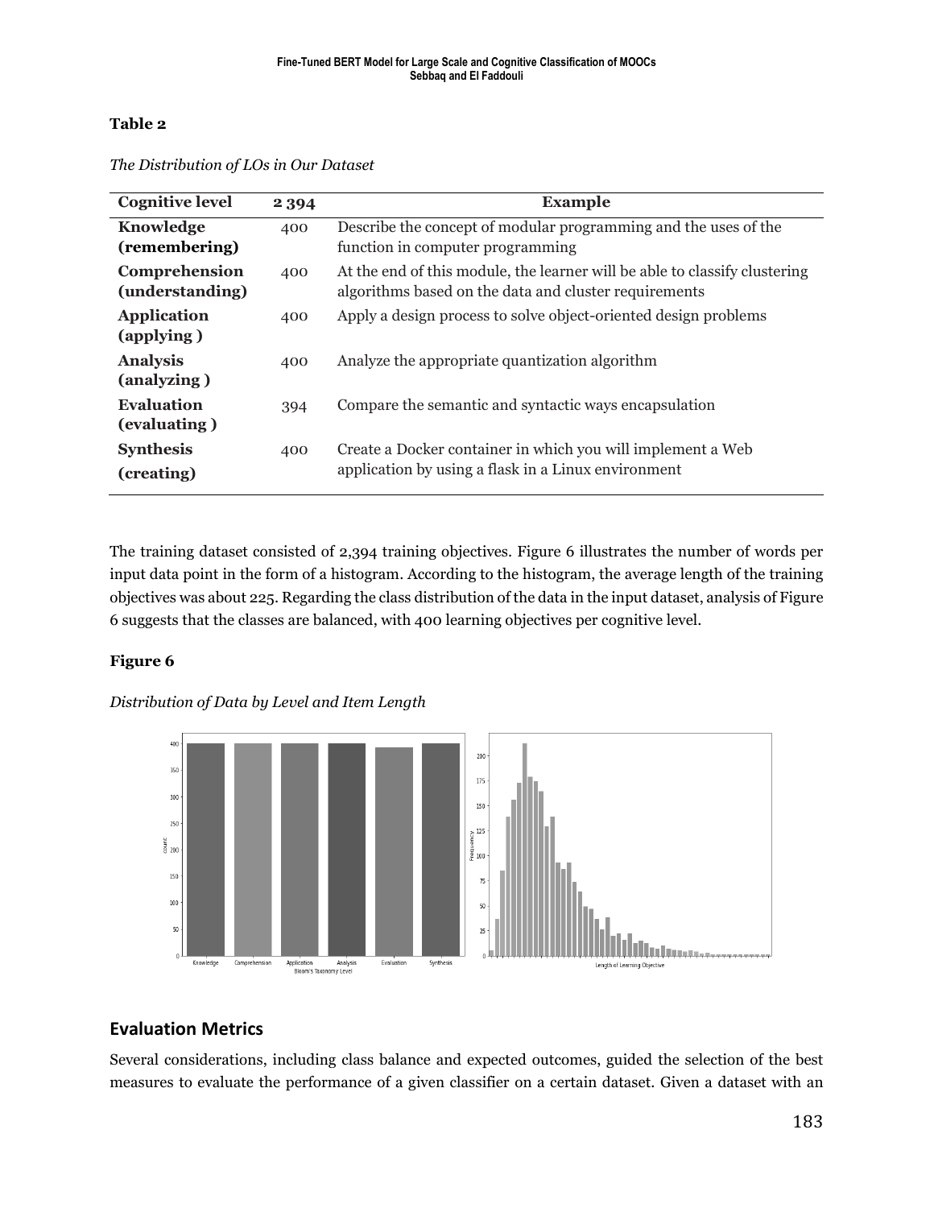**Table 2**

*The Distribution of LOs in Our Dataset*

| Cognitive level | 2 394 | Example |
|---|---|---|
| **Knowledge (remembering)** | 400 | Describe the concept of modular programming and the uses of the function in computer programming |
| **Comprehension (understanding)** | 400 | At the end of this module, the learner will be able to classify clustering algorithms based on the data and cluster requirements |
| **Application (applying )** | 400 | Apply a design process to solve object-oriented design problems |
| **Analysis (analyzing )** | 400 | Analyze the appropriate quantization algorithm |
| **Evaluation (evaluating )** | 394 | Compare the semantic and syntactic ways encapsulation |
| **Synthesis (creating)** | 400 | Create a Docker container in which you will implement a Web application by using a flask in a Linux environment |

The training dataset consisted of 2,394 training objectives. Figure 6 illustrates the number of words per input data point in the form of a histogram. According to the histogram, the average length of the training objectives was about 225. Regarding the class distribution of the data in the input dataset, analysis of Figure 6 suggests that the classes are balanced, with 400 learning objectives per cognitive level.

**Figure 6**

*Distribution of Data by Level and Item Length*

## Evaluation Metrics

Several considerations, including class balance and expected outcomes, guided the selection of the best measures to evaluate the performance of a given classifier on a certain dataset. Given a dataset with an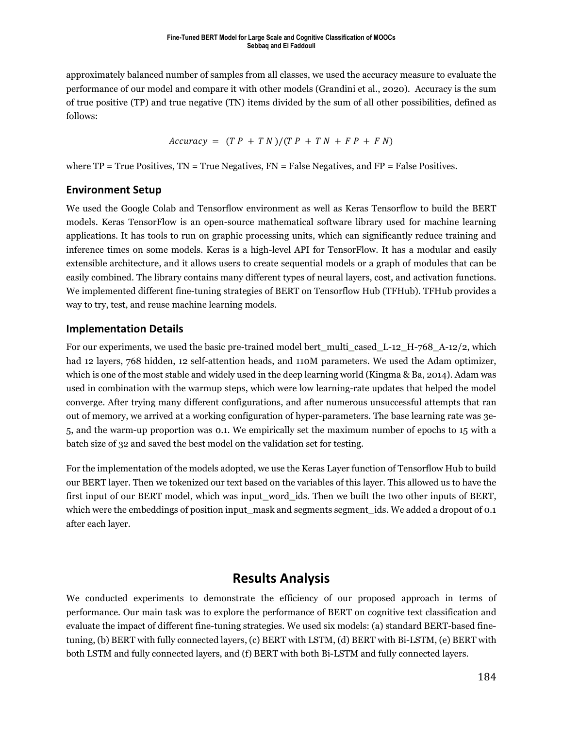approximately balanced number of samples from all classes, we used the accuracy measure to evaluate the performance of our model and compare it with other models (Grandini et al., 2020). Accuracy is the sum of true positive (TP) and true negative (TN) items divided by the sum of all other possibilities, defined as follows:

$$Accuracy = (TP + TN)/(TP + TN + FP + FN)$$

where TP = True Positives, TN = True Negatives, FN = False Negatives, and FP = False Positives.

## Environment Setup

We used the Google Colab and Tensorflow environment as well as Keras Tensorflow to build the BERT models. Keras TensorFlow is an open-source mathematical software library used for machine learning applications. It has tools to run on graphic processing units, which can significantly reduce training and inference times on some models. Keras is a high-level API for TensorFlow. It has a modular and easily extensible architecture, and it allows users to create sequential models or a graph of modules that can be easily combined. The library contains many different types of neural layers, cost, and activation functions. We implemented different fine-tuning strategies of BERT on Tensorflow Hub (TFHub). TFHub provides a way to try, test, and reuse machine learning models.

## Implementation Details

For our experiments, we used the basic pre-trained model bert_multi_cased_L-12_H-768_A-12/2, which had 12 layers, 768 hidden, 12 self-attention heads, and 110M parameters. We used the Adam optimizer, which is one of the most stable and widely used in the deep learning world (Kingma & Ba, 2014). Adam was used in combination with the warmup steps, which were low learning-rate updates that helped the model converge. After trying many different configurations, and after numerous unsuccessful attempts that ran out of memory, we arrived at a working configuration of hyper-parameters. The base learning rate was 3e-5, and the warm-up proportion was 0.1. We empirically set the maximum number of epochs to 15 with a batch size of 32 and saved the best model on the validation set for testing.

For the implementation of the models adopted, we use the Keras Layer function of Tensorflow Hub to build our BERT layer. Then we tokenized our text based on the variables of this layer. This allowed us to have the first input of our BERT model, which was input_word_ids. Then we built the two other inputs of BERT, which were the embeddings of position input_mask and segments segment_ids. We added a dropout of 0.1 after each layer.

# Results Analysis

We conducted experiments to demonstrate the efficiency of our proposed approach in terms of performance. Our main task was to explore the performance of BERT on cognitive text classification and evaluate the impact of different fine-tuning strategies. We used six models: (a) standard BERT-based fine-tuning, (b) BERT with fully connected layers, (c) BERT with LSTM, (d) BERT with Bi-LSTM, (e) BERT with both LSTM and fully connected layers, and (f) BERT with both Bi-LSTM and fully connected layers.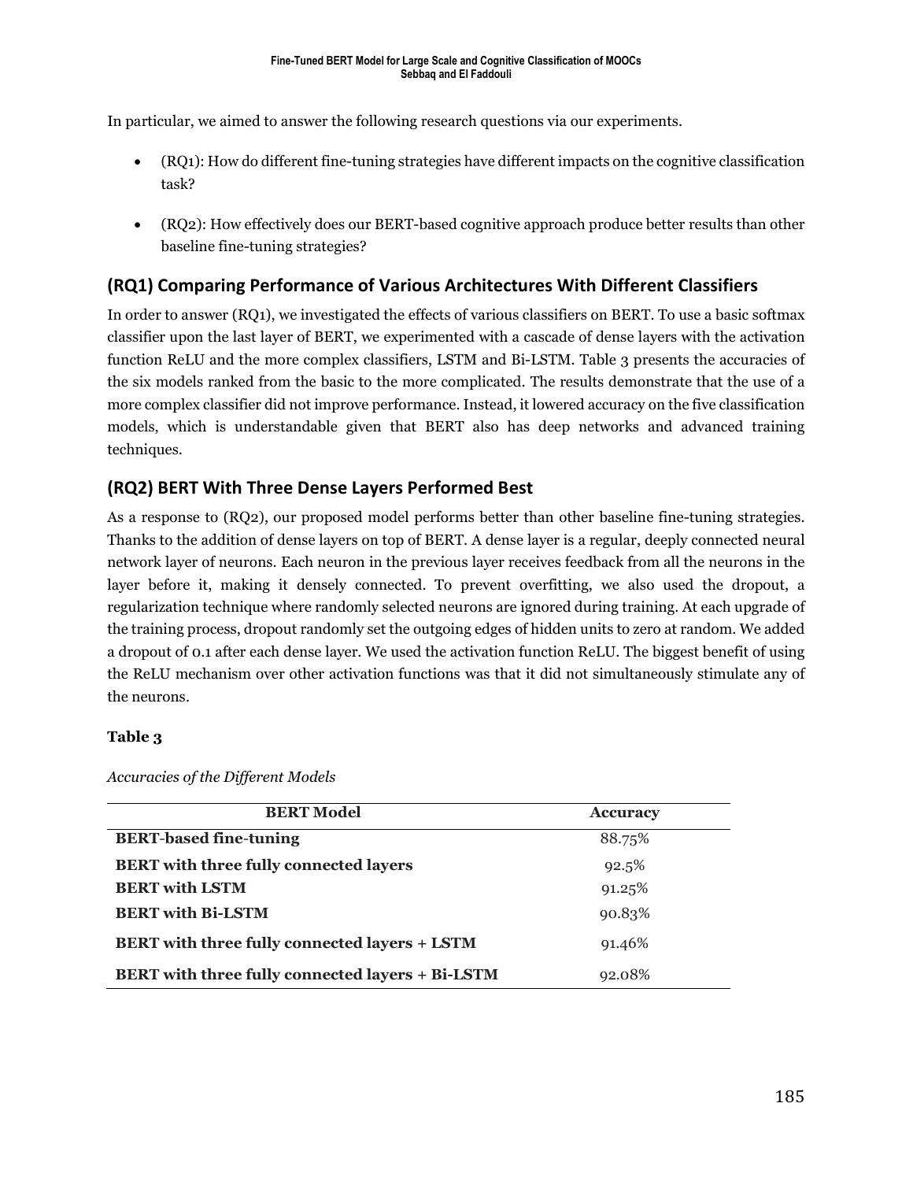In particular, we aimed to answer the following research questions via our experiments.

- (RQ1): How do different fine-tuning strategies have different impacts on the cognitive classification task?
- (RQ2): How effectively does our BERT-based cognitive approach produce better results than other baseline fine-tuning strategies?

## (RQ1) Comparing Performance of Various Architectures With Different Classifiers

In order to answer (RQ1), we investigated the effects of various classifiers on BERT. To use a basic softmax classifier upon the last layer of BERT, we experimented with a cascade of dense layers with the activation function ReLU and the more complex classifiers, LSTM and Bi-LSTM. Table 3 presents the accuracies of the six models ranked from the basic to the more complicated. The results demonstrate that the use of a more complex classifier did not improve performance. Instead, it lowered accuracy on the five classification models, which is understandable given that BERT also has deep networks and advanced training techniques.

## (RQ2) BERT With Three Dense Layers Performed Best

As a response to (RQ2), our proposed model performs better than other baseline fine-tuning strategies. Thanks to the addition of dense layers on top of BERT. A dense layer is a regular, deeply connected neural network layer of neurons. Each neuron in the previous layer receives feedback from all the neurons in the layer before it, making it densely connected. To prevent overfitting, we also used the dropout, a regularization technique where randomly selected neurons are ignored during training. At each upgrade of the training process, dropout randomly set the outgoing edges of hidden units to zero at random. We added a dropout of 0.1 after each dense layer. We used the activation function ReLU. The biggest benefit of using the ReLU mechanism over other activation functions was that it did not simultaneously stimulate any of the neurons.

**Table 3**

*Accuracies of the Different Models*

| BERT Model | Accuracy |
|---|---|
| **BERT-based fine-tuning** | 88.75% |
| **BERT with three fully connected layers** | 92.5% |
| **BERT with LSTM** | 91.25% |
| **BERT with Bi-LSTM** | 90.83% |
| **BERT with three fully connected layers + LSTM** | 91.46% |
| **BERT with three fully connected layers + Bi-LSTM** | 92.08% |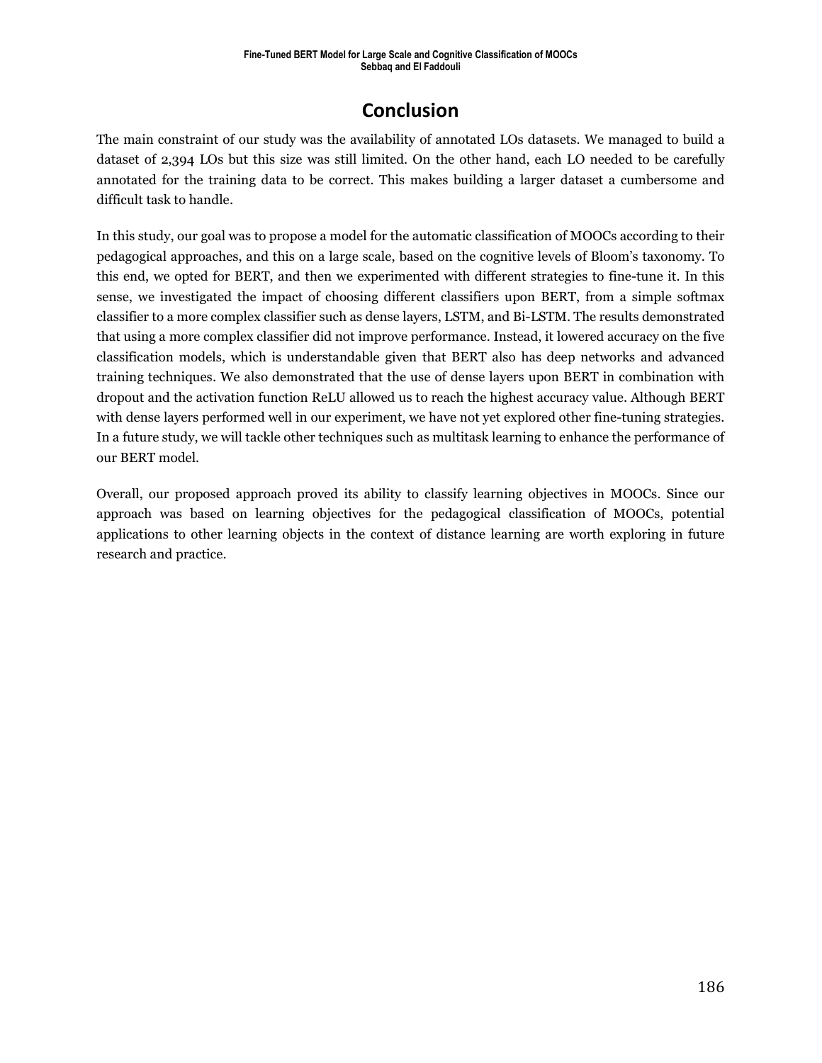# Conclusion

The main constraint of our study was the availability of annotated LOs datasets. We managed to build a dataset of 2,394 LOs but this size was still limited. On the other hand, each LO needed to be carefully annotated for the training data to be correct. This makes building a larger dataset a cumbersome and difficult task to handle.

In this study, our goal was to propose a model for the automatic classification of MOOCs according to their pedagogical approaches, and this on a large scale, based on the cognitive levels of Bloom's taxonomy. To this end, we opted for BERT, and then we experimented with different strategies to fine-tune it. In this sense, we investigated the impact of choosing different classifiers upon BERT, from a simple softmax classifier to a more complex classifier such as dense layers, LSTM, and Bi-LSTM. The results demonstrated that using a more complex classifier did not improve performance. Instead, it lowered accuracy on the five classification models, which is understandable given that BERT also has deep networks and advanced training techniques. We also demonstrated that the use of dense layers upon BERT in combination with dropout and the activation function ReLU allowed us to reach the highest accuracy value. Although BERT with dense layers performed well in our experiment, we have not yet explored other fine-tuning strategies. In a future study, we will tackle other techniques such as multitask learning to enhance the performance of our BERT model.

Overall, our proposed approach proved its ability to classify learning objectives in MOOCs. Since our approach was based on learning objectives for the pedagogical classification of MOOCs, potential applications to other learning objects in the context of distance learning are worth exploring in future research and practice.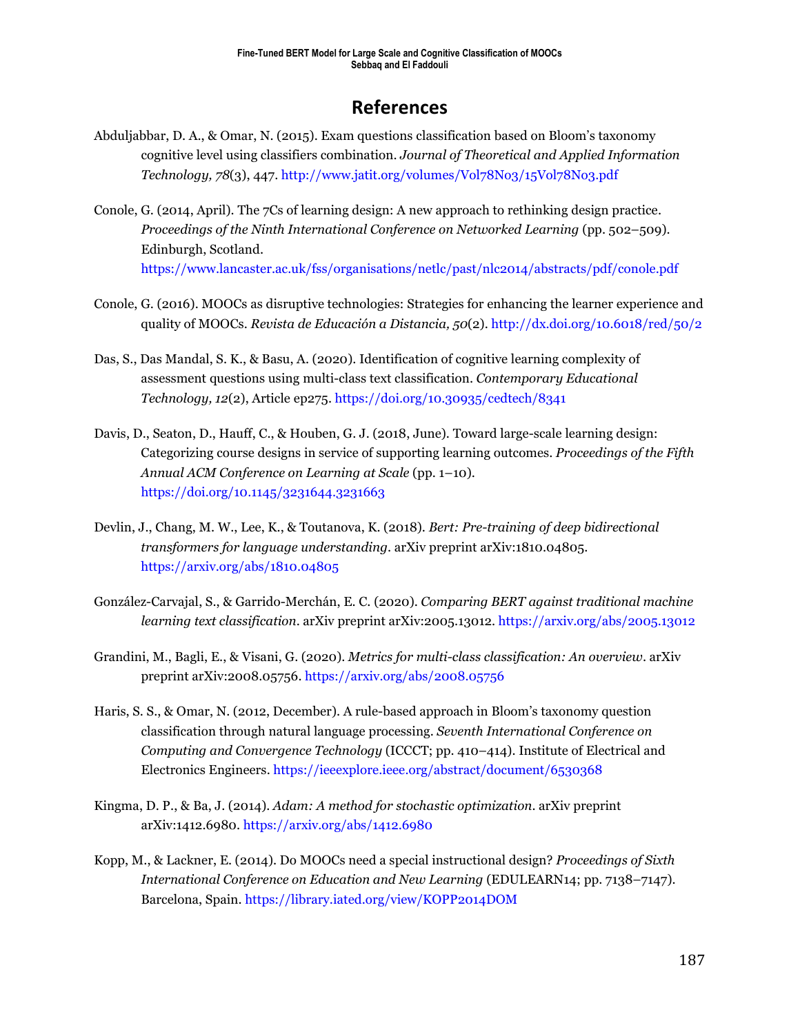# References

Abduljabbar, D. A., & Omar, N. (2015). Exam questions classification based on Bloom's taxonomy cognitive level using classifiers combination. *Journal of Theoretical and Applied Information Technology, 78*(3), 447. http://www.jatit.org/volumes/Vol78No3/15Vol78No3.pdf

Conole, G. (2014, April). The 7Cs of learning design: A new approach to rethinking design practice. *Proceedings of the Ninth International Conference on Networked Learning* (pp. 502–509). Edinburgh, Scotland. https://www.lancaster.ac.uk/fss/organisations/netlc/past/nlc2014/abstracts/pdf/conole.pdf

Conole, G. (2016). MOOCs as disruptive technologies: Strategies for enhancing the learner experience and quality of MOOCs. *Revista de Educación a Distancia, 50*(2). http://dx.doi.org/10.6018/red/50/2

Das, S., Das Mandal, S. K., & Basu, A. (2020). Identification of cognitive learning complexity of assessment questions using multi-class text classification. *Contemporary Educational Technology, 12*(2), Article ep275. https://doi.org/10.30935/cedtech/8341

Davis, D., Seaton, D., Hauff, C., & Houben, G. J. (2018, June). Toward large-scale learning design: Categorizing course designs in service of supporting learning outcomes. *Proceedings of the Fifth Annual ACM Conference on Learning at Scale* (pp. 1–10). https://doi.org/10.1145/3231644.3231663

Devlin, J., Chang, M. W., Lee, K., & Toutanova, K. (2018). *Bert: Pre-training of deep bidirectional transformers for language understanding*. arXiv preprint arXiv:1810.04805. https://arxiv.org/abs/1810.04805

González-Carvajal, S., & Garrido-Merchán, E. C. (2020). *Comparing BERT against traditional machine learning text classification*. arXiv preprint arXiv:2005.13012. https://arxiv.org/abs/2005.13012

Grandini, M., Bagli, E., & Visani, G. (2020). *Metrics for multi-class classification: An overview*. arXiv preprint arXiv:2008.05756. https://arxiv.org/abs/2008.05756

Haris, S. S., & Omar, N. (2012, December). A rule-based approach in Bloom's taxonomy question classification through natural language processing. *Seventh International Conference on Computing and Convergence Technology* (ICCCT; pp. 410–414). Institute of Electrical and Electronics Engineers. https://ieeexplore.ieee.org/abstract/document/6530368

Kingma, D. P., & Ba, J. (2014). *Adam: A method for stochastic optimization*. arXiv preprint arXiv:1412.6980. https://arxiv.org/abs/1412.6980

Kopp, M., & Lackner, E. (2014). Do MOOCs need a special instructional design? *Proceedings of Sixth International Conference on Education and New Learning* (EDULEARN14; pp. 7138–7147). Barcelona, Spain. https://library.iated.org/view/KOPP2014DOM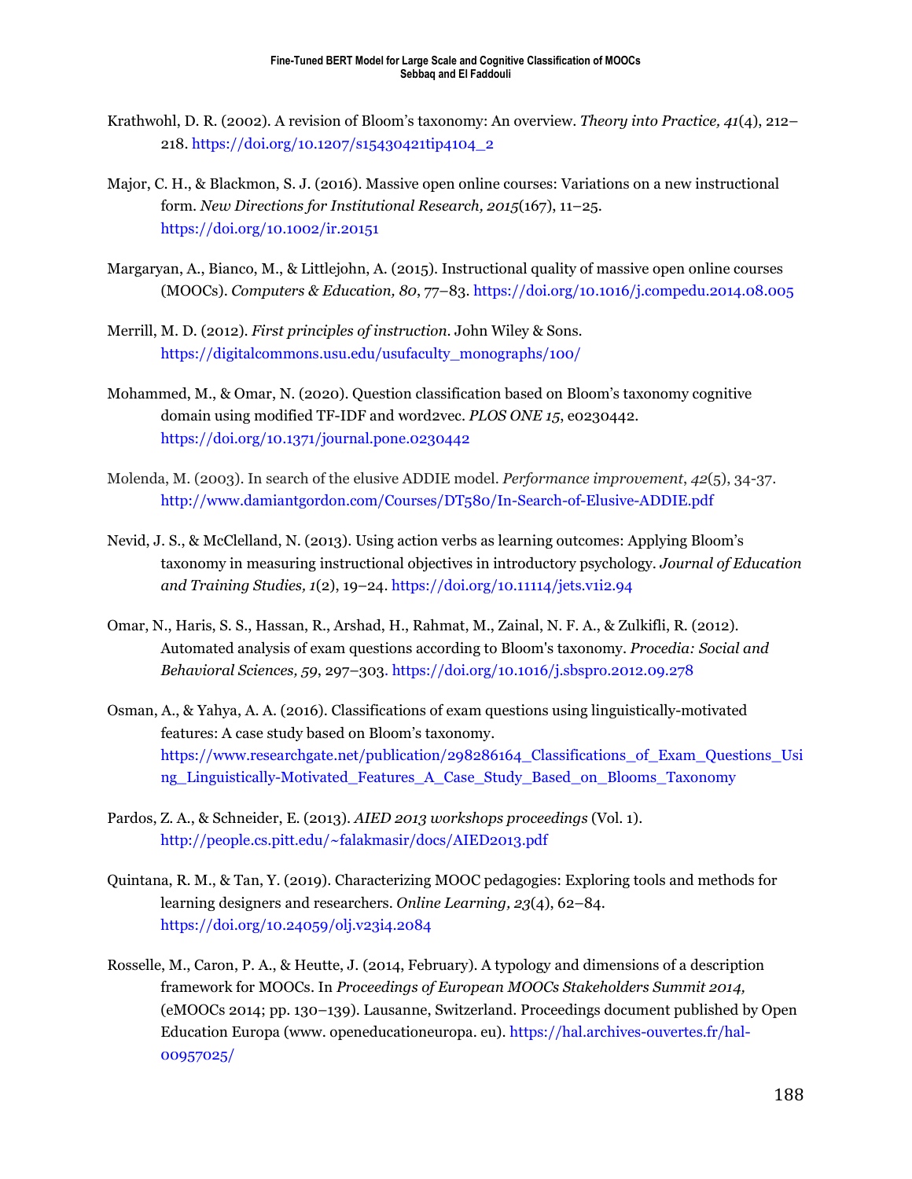Krathwohl, D. R. (2002). A revision of Bloom's taxonomy: An overview. *Theory into Practice, 41*(4), 212–218. https://doi.org/10.1207/s15430421tip4104_2

Major, C. H., & Blackmon, S. J. (2016). Massive open online courses: Variations on a new instructional form. *New Directions for Institutional Research, 2015*(167), 11–25. https://doi.org/10.1002/ir.20151

Margaryan, A., Bianco, M., & Littlejohn, A. (2015). Instructional quality of massive open online courses (MOOCs). *Computers & Education, 80*, 77–83. https://doi.org/10.1016/j.compedu.2014.08.005

Merrill, M. D. (2012). *First principles of instruction*. John Wiley & Sons. https://digitalcommons.usu.edu/usufaculty_monographs/100/

Mohammed, M., & Omar, N. (2020). Question classification based on Bloom's taxonomy cognitive domain using modified TF-IDF and word2vec. *PLOS ONE 15*, e0230442. https://doi.org/10.1371/journal.pone.0230442

Molenda, M. (2003). In search of the elusive ADDIE model. *Performance improvement*, *42*(5), 34-37. http://www.damiantgordon.com/Courses/DT580/In-Search-of-Elusive-ADDIE.pdf

Nevid, J. S., & McClelland, N. (2013). Using action verbs as learning outcomes: Applying Bloom's taxonomy in measuring instructional objectives in introductory psychology. *Journal of Education and Training Studies, 1*(2), 19–24. https://doi.org/10.11114/jets.v1i2.94

Omar, N., Haris, S. S., Hassan, R., Arshad, H., Rahmat, M., Zainal, N. F. A., & Zulkifli, R. (2012). Automated analysis of exam questions according to Bloom's taxonomy. *Procedia: Social and Behavioral Sciences, 59*, 297–303. https://doi.org/10.1016/j.sbspro.2012.09.278

Osman, A., & Yahya, A. A. (2016). Classifications of exam questions using linguistically-motivated features: A case study based on Bloom's taxonomy. https://www.researchgate.net/publication/298286164_Classifications_of_Exam_Questions_Using_Linguistically-Motivated_Features_A_Case_Study_Based_on_Blooms_Taxonomy

Pardos, Z. A., & Schneider, E. (2013). *AIED 2013 workshops proceedings* (Vol. 1). http://people.cs.pitt.edu/~falakmasir/docs/AIED2013.pdf

Quintana, R. M., & Tan, Y. (2019). Characterizing MOOC pedagogies: Exploring tools and methods for learning designers and researchers. *Online Learning, 23*(4), 62–84. https://doi.org/10.24059/olj.v23i4.2084

Rosselle, M., Caron, P. A., & Heutte, J. (2014, February). A typology and dimensions of a description framework for MOOCs. In *Proceedings of European MOOCs Stakeholders Summit 2014,* (eMOOCs 2014; pp. 130–139). Lausanne, Switzerland. Proceedings document published by Open Education Europa (www. openeducationeuropa. eu). https://hal.archives-ouvertes.fr/hal-00957025/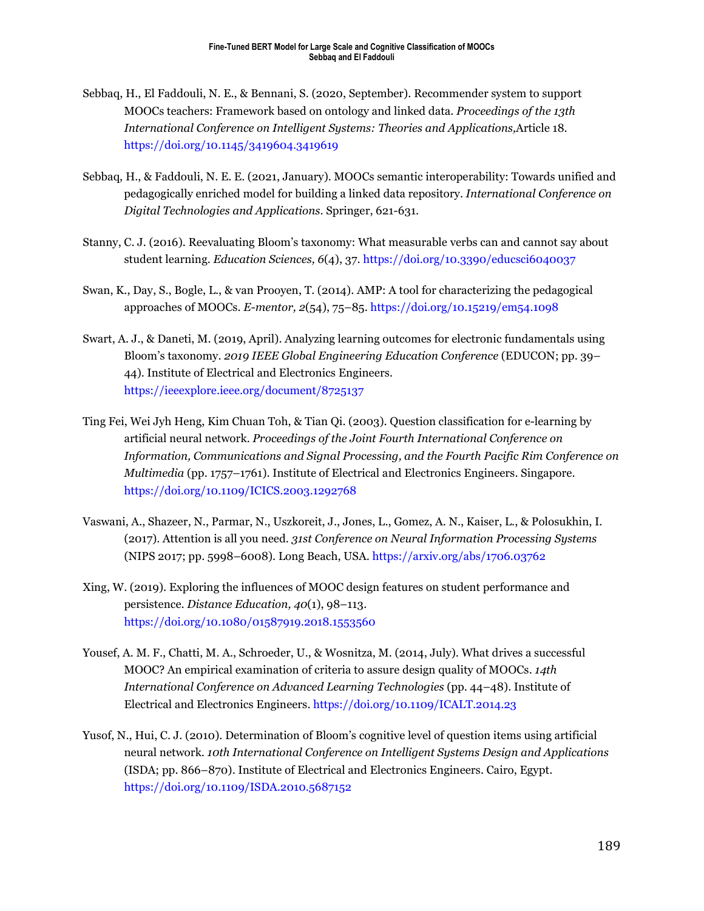Sebbaq, H., El Faddouli, N. E., & Bennani, S. (2020, September). Recommender system to support MOOCs teachers: Framework based on ontology and linked data. *Proceedings of the 13th International Conference on Intelligent Systems: Theories and Applications,*Article 18. https://doi.org/10.1145/3419604.3419619

Sebbaq, H., & Faddouli, N. E. E. (2021, January). MOOCs semantic interoperability: Towards unified and pedagogically enriched model for building a linked data repository. *International Conference on Digital Technologies and Applications*. Springer, 621-631.

Stanny, C. J. (2016). Reevaluating Bloom's taxonomy: What measurable verbs can and cannot say about student learning. *Education Sciences, 6*(4), 37. https://doi.org/10.3390/educsci6040037

Swan, K., Day, S., Bogle, L., & van Prooyen, T. (2014). AMP: A tool for characterizing the pedagogical approaches of MOOCs. *E-mentor, 2*(54), 75–85. https://doi.org/10.15219/em54.1098

Swart, A. J., & Daneti, M. (2019, April). Analyzing learning outcomes for electronic fundamentals using Bloom's taxonomy. *2019 IEEE Global Engineering Education Conference* (EDUCON; pp. 39–44). Institute of Electrical and Electronics Engineers. https://ieeexplore.ieee.org/document/8725137

Ting Fei, Wei Jyh Heng, Kim Chuan Toh, & Tian Qi. (2003). Question classification for e-learning by artificial neural network. *Proceedings of the Joint Fourth International Conference on Information, Communications and Signal Processing, and the Fourth Pacific Rim Conference on Multimedia* (pp. 1757–1761). Institute of Electrical and Electronics Engineers. Singapore. https://doi.org/10.1109/ICICS.2003.1292768

Vaswani, A., Shazeer, N., Parmar, N., Uszkoreit, J., Jones, L., Gomez, A. N., Kaiser, L., & Polosukhin, I. (2017). Attention is all you need. *31st Conference on Neural Information Processing Systems* (NIPS 2017; pp. 5998–6008). Long Beach, USA. https://arxiv.org/abs/1706.03762

Xing, W. (2019). Exploring the influences of MOOC design features on student performance and persistence. *Distance Education, 40*(1), 98–113. https://doi.org/10.1080/01587919.2018.1553560

Yousef, A. M. F., Chatti, M. A., Schroeder, U., & Wosnitza, M. (2014, July). What drives a successful MOOC? An empirical examination of criteria to assure design quality of MOOCs. *14th International Conference on Advanced Learning Technologies* (pp. 44–48). Institute of Electrical and Electronics Engineers. https://doi.org/10.1109/ICALT.2014.23

Yusof, N., Hui, C. J. (2010). Determination of Bloom's cognitive level of question items using artificial neural network. *10th International Conference on Intelligent Systems Design and Applications* (ISDA; pp. 866–870). Institute of Electrical and Electronics Engineers. Cairo, Egypt. https://doi.org/10.1109/ISDA.2010.5687152